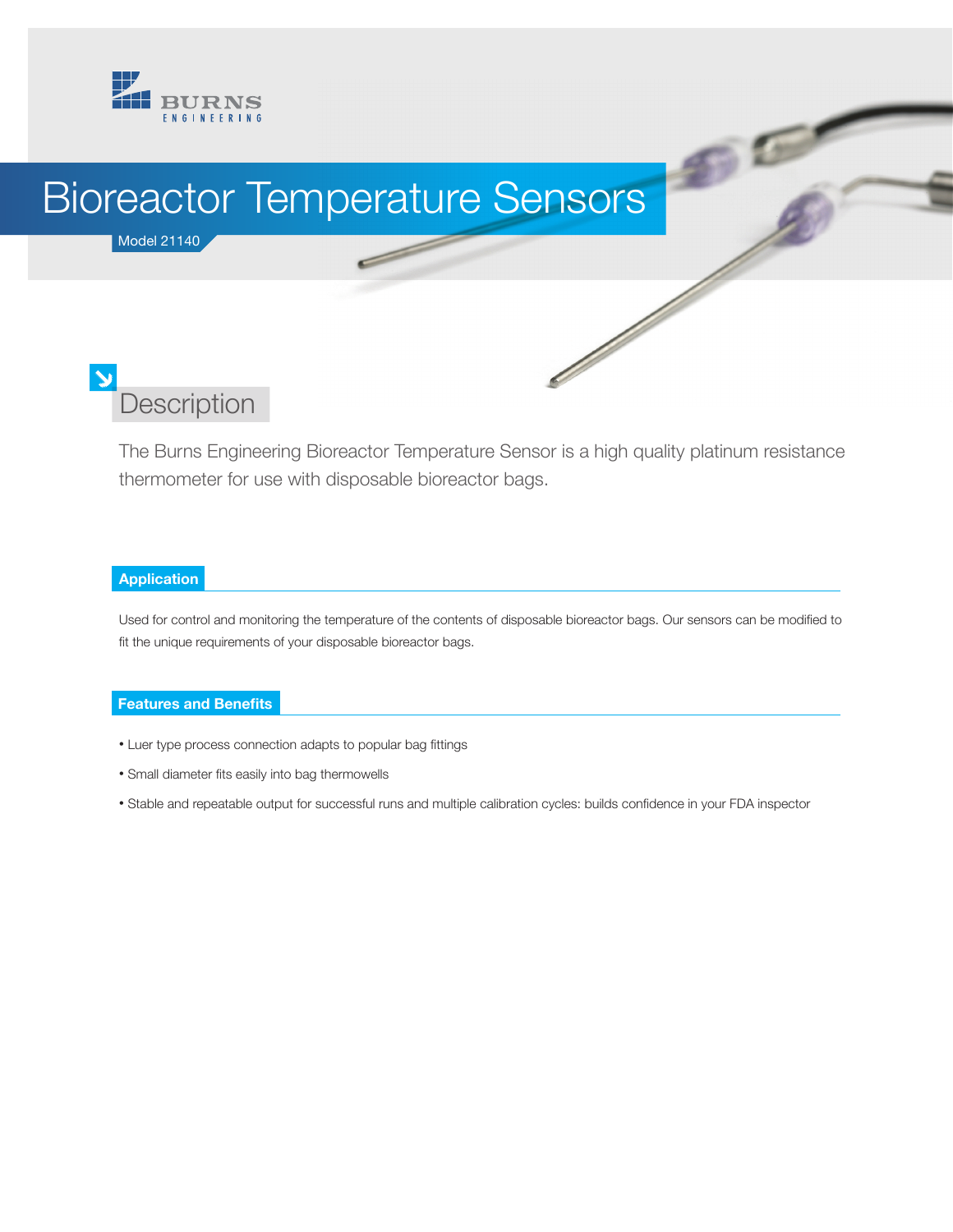BURNS ENGINEERING

# Bioreactor Temperature Sensors

Model 21140

## Description

The Burns Engineering Bioreactor Temperature Sensor is a high quality platinum resistance thermometer for use with disposable bioreactor bags.

### Application

Used for control and monitoring the temperature of the contents of disposable bioreactor bags. Our sensors can be modified to fit the unique requirements of your disposable bioreactor bags.

### Features and Benefits

- Luer type process connection adapts to popular bag fittings
- Small diameter fits easily into bag thermowells
- Stable and repeatable output for successful runs and multiple calibration cycles: builds confidence in your FDA inspector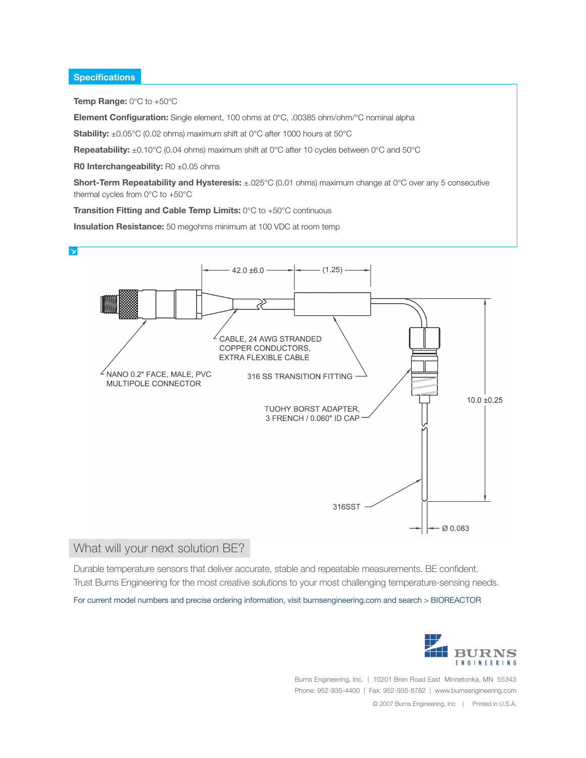## Specifications

**Temp Range:** 0°C to +50°C

**Element Configuration:** Single element, 100 ohms at 0°C, .00385 ohm/ohm/°C nominal alpha

**Stability:** ±0.05°C (0.02 ohms) maximum shift at 0°C after 1000 hours at 50°C

**Repeatability:** ±0.10°C (0.04 ohms) maximum shift at 0°C after 10 cycles between 0°C and 50°C

**R0 Interchangeability:** R0 ±0.05 ohms

**Short-Term Repeatability and Hysteresis:** ±.025°C (0.01 ohms) maximum change at 0°C over any 5 consecutive thermal cycles from 0°C to +50°C

**Transition Fitting and Cable Temp Limits:** 0°C to +50°C continuous

**Insulation Resistance:** 50 megohms minimum at 100 VDC at room temp

42.0 ±6.0

(1.25)

CABLE, 24 AWG STRANDED COPPER CONDUCTORS, EXTRA FLEXIBLE CABLE

NANO 0.2" FACE, MALE, PVC MULTIPOLE CONNECTOR

316 SS TRANSITION FITTING

TUOHY BORST ADAPTER, 3 FRENCH / 0.060" ID CAP

10.0 ±0.25

316SST

Ø 0.083

## What will your next solution BE?

Durable temperature sensors that deliver accurate, stable and repeatable measurements. BE confident. Trust Burns Engineering for the most creative solutions to your most challenging temperature-sensing needs.

For current model numbers and precise ordering information, visit burnsengineering.com and search > BIOREACTOR

BURNS ENGINEERING

Burns Engineering, Inc. | 10201 Bren Road East Minnetonka, MN 55343
Phone: 952-935-4400 | Fax: 952-935-8782 | www.burnsengineering.com

© 2007 Burns Engineering, Inc | Printed in U.S.A.